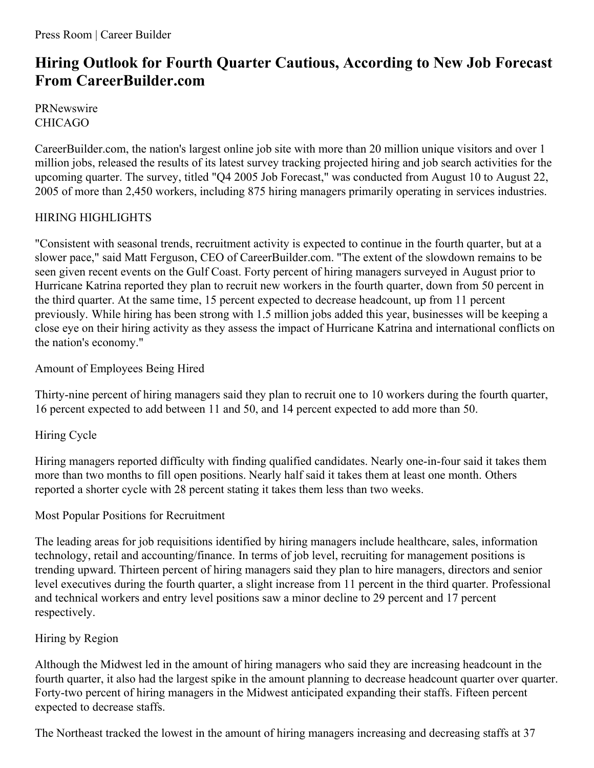Press Room | Career Builder

# Hiring Outlook for Fourth Quarter Cautious, According to New Job Forecast From CareerBuilder.com

PRNewswire
CHICAGO

CareerBuilder.com, the nation's largest online job site with more than 20 million unique visitors and over 1 million jobs, released the results of its latest survey tracking projected hiring and job search activities for the upcoming quarter. The survey, titled "Q4 2005 Job Forecast," was conducted from August 10 to August 22, 2005 of more than 2,450 workers, including 875 hiring managers primarily operating in services industries.

## HIRING HIGHLIGHTS

"Consistent with seasonal trends, recruitment activity is expected to continue in the fourth quarter, but at a slower pace," said Matt Ferguson, CEO of CareerBuilder.com. "The extent of the slowdown remains to be seen given recent events on the Gulf Coast. Forty percent of hiring managers surveyed in August prior to Hurricane Katrina reported they plan to recruit new workers in the fourth quarter, down from 50 percent in the third quarter. At the same time, 15 percent expected to decrease headcount, up from 11 percent previously. While hiring has been strong with 1.5 million jobs added this year, businesses will be keeping a close eye on their hiring activity as they assess the impact of Hurricane Katrina and international conflicts on the nation's economy."

### Amount of Employees Being Hired

Thirty-nine percent of hiring managers said they plan to recruit one to 10 workers during the fourth quarter, 16 percent expected to add between 11 and 50, and 14 percent expected to add more than 50.

### Hiring Cycle

Hiring managers reported difficulty with finding qualified candidates. Nearly one-in-four said it takes them more than two months to fill open positions. Nearly half said it takes them at least one month. Others reported a shorter cycle with 28 percent stating it takes them less than two weeks.

### Most Popular Positions for Recruitment

The leading areas for job requisitions identified by hiring managers include healthcare, sales, information technology, retail and accounting/finance. In terms of job level, recruiting for management positions is trending upward. Thirteen percent of hiring managers said they plan to hire managers, directors and senior level executives during the fourth quarter, a slight increase from 11 percent in the third quarter. Professional and technical workers and entry level positions saw a minor decline to 29 percent and 17 percent respectively.

### Hiring by Region

Although the Midwest led in the amount of hiring managers who said they are increasing headcount in the fourth quarter, it also had the largest spike in the amount planning to decrease headcount quarter over quarter. Forty-two percent of hiring managers in the Midwest anticipated expanding their staffs. Fifteen percent expected to decrease staffs.

The Northeast tracked the lowest in the amount of hiring managers increasing and decreasing staffs at 37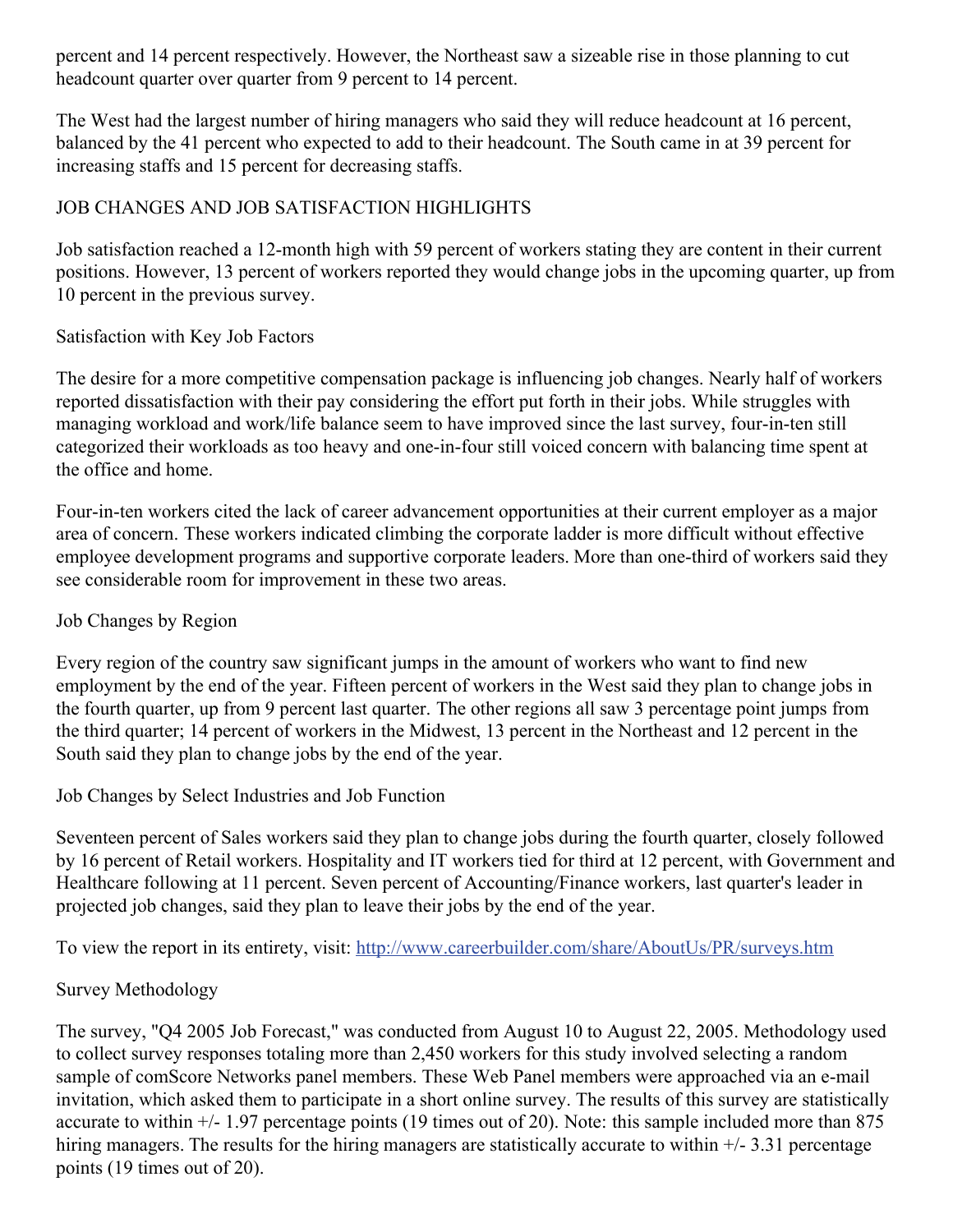percent and 14 percent respectively. However, the Northeast saw a sizeable rise in those planning to cut headcount quarter over quarter from 9 percent to 14 percent.

The West had the largest number of hiring managers who said they will reduce headcount at 16 percent, balanced by the 41 percent who expected to add to their headcount. The South came in at 39 percent for increasing staffs and 15 percent for decreasing staffs.

## JOB CHANGES AND JOB SATISFACTION HIGHLIGHTS

Job satisfaction reached a 12-month high with 59 percent of workers stating they are content in their current positions. However, 13 percent of workers reported they would change jobs in the upcoming quarter, up from 10 percent in the previous survey.

### Satisfaction with Key Job Factors

The desire for a more competitive compensation package is influencing job changes. Nearly half of workers reported dissatisfaction with their pay considering the effort put forth in their jobs. While struggles with managing workload and work/life balance seem to have improved since the last survey, four-in-ten still categorized their workloads as too heavy and one-in-four still voiced concern with balancing time spent at the office and home.

Four-in-ten workers cited the lack of career advancement opportunities at their current employer as a major area of concern. These workers indicated climbing the corporate ladder is more difficult without effective employee development programs and supportive corporate leaders. More than one-third of workers said they see considerable room for improvement in these two areas.

### Job Changes by Region

Every region of the country saw significant jumps in the amount of workers who want to find new employment by the end of the year. Fifteen percent of workers in the West said they plan to change jobs in the fourth quarter, up from 9 percent last quarter. The other regions all saw 3 percentage point jumps from the third quarter; 14 percent of workers in the Midwest, 13 percent in the Northeast and 12 percent in the South said they plan to change jobs by the end of the year.

### Job Changes by Select Industries and Job Function

Seventeen percent of Sales workers said they plan to change jobs during the fourth quarter, closely followed by 16 percent of Retail workers. Hospitality and IT workers tied for third at 12 percent, with Government and Healthcare following at 11 percent. Seven percent of Accounting/Finance workers, last quarter's leader in projected job changes, said they plan to leave their jobs by the end of the year.

To view the report in its entirety, visit: http://www.careerbuilder.com/share/AboutUs/PR/surveys.htm

### Survey Methodology

The survey, "Q4 2005 Job Forecast," was conducted from August 10 to August 22, 2005. Methodology used to collect survey responses totaling more than 2,450 workers for this study involved selecting a random sample of comScore Networks panel members. These Web Panel members were approached via an e-mail invitation, which asked them to participate in a short online survey. The results of this survey are statistically accurate to within +/- 1.97 percentage points (19 times out of 20). Note: this sample included more than 875 hiring managers. The results for the hiring managers are statistically accurate to within +/- 3.31 percentage points (19 times out of 20).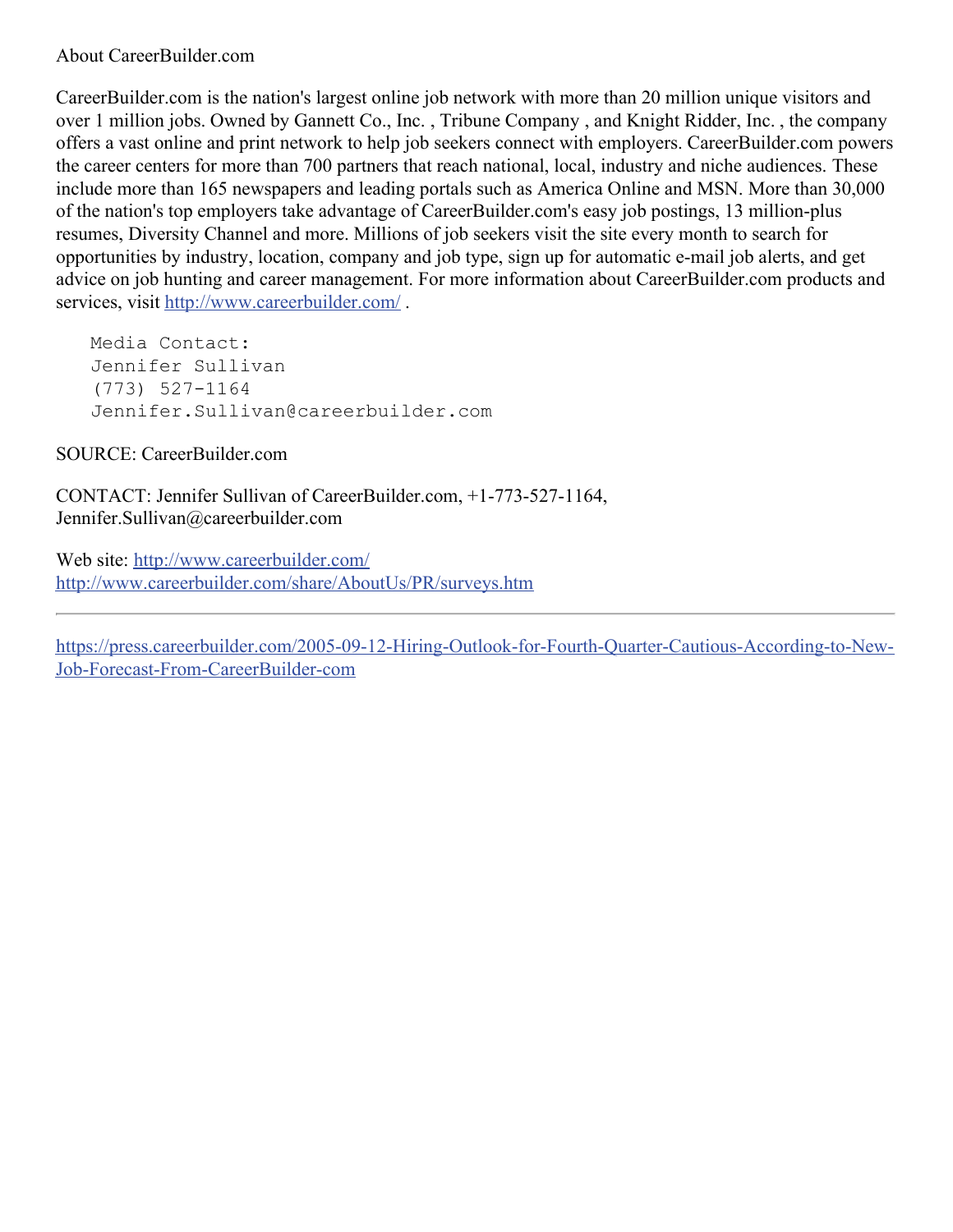About CareerBuilder.com

CareerBuilder.com is the nation's largest online job network with more than 20 million unique visitors and over 1 million jobs. Owned by Gannett Co., Inc. , Tribune Company , and Knight Ridder, Inc. , the company offers a vast online and print network to help job seekers connect with employers. CareerBuilder.com powers the career centers for more than 700 partners that reach national, local, industry and niche audiences. These include more than 165 newspapers and leading portals such as America Online and MSN. More than 30,000 of the nation's top employers take advantage of CareerBuilder.com's easy job postings, 13 million-plus resumes, Diversity Channel and more. Millions of job seekers visit the site every month to search for opportunities by industry, location, company and job type, sign up for automatic e-mail job alerts, and get advice on job hunting and career management. For more information about CareerBuilder.com products and services, visit [http://www.careerbuilder.com/](http://www.careerbuilder.com/) .

```
Media Contact:
Jennifer Sullivan
(773) 527-1164
Jennifer.Sullivan@careerbuilder.com
```

SOURCE: CareerBuilder.com

CONTACT: Jennifer Sullivan of CareerBuilder.com, +1-773-527-1164,
Jennifer.Sullivan@careerbuilder.com

Web site: [http://www.careerbuilder.com/](http://www.careerbuilder.com/)
[http://www.careerbuilder.com/share/AboutUs/PR/surveys.htm](http://www.careerbuilder.com/share/AboutUs/PR/surveys.htm)

---

[https://press.careerbuilder.com/2005-09-12-Hiring-Outlook-for-Fourth-Quarter-Cautious-According-to-New-Job-Forecast-From-CareerBuilder-com](https://press.careerbuilder.com/2005-09-12-Hiring-Outlook-for-Fourth-Quarter-Cautious-According-to-New-Job-Forecast-From-CareerBuilder-com)